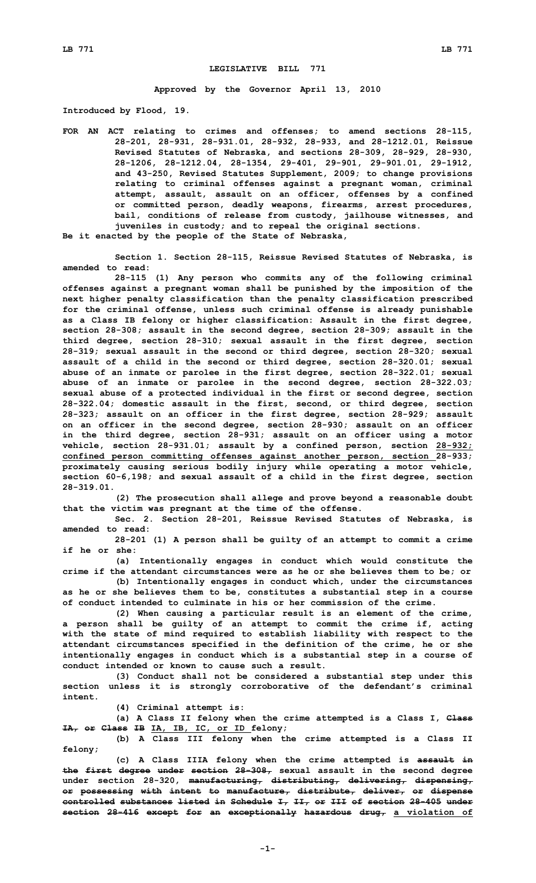# LEGISLATIVE BILL 771

**Approved by the Governor April 13, 2010**

**Introduced by Flood, 19.**

**FOR AN ACT relating to crimes and offenses; to amend sections 28-115, 28-201, 28-931, 28-931.01, 28-932, 28-933, and 28-1212.01, Reissue Revised Statutes of Nebraska, and sections 28-309, 28-929, 28-930, 28-1206, 28-1212.04, 28-1354, 29-401, 29-901, 29-901.01, 29-1912, and 43-250, Revised Statutes Supplement, 2009; to change provisions relating to criminal offenses against a pregnant woman, criminal attempt, assault, assault on an officer, offenses by a confined or committed person, deadly weapons, firearms, arrest procedures, bail, conditions of release from custody, jailhouse witnesses, and juveniles in custody; and to repeal the original sections.**

**Be it enacted by the people of the State of Nebraska,**

**Section 1. Section 28-115, Reissue Revised Statutes of Nebraska, is amended to read:**

**28-115 (1) Any person who commits any of the following criminal offenses against a pregnant woman shall be punished by the imposition of the next higher penalty classification than the penalty classification prescribed for the criminal offense, unless such criminal offense is already punishable as a Class IB felony or higher classification: Assault in the first degree, section 28-308; assault in the second degree, section 28-309; assault in the third degree, section 28-310; sexual assault in the first degree, section 28-319; sexual assault in the second or third degree, section 28-320; sexual assault of a child in the second or third degree, section 28-320.01; sexual abuse of an inmate or parolee in the first degree, section 28-322.01; sexual abuse of an inmate or parolee in the second degree, section 28-322.03; sexual abuse of a protected individual in the first or second degree, section 28-322.04; domestic assault in the first, second, or third degree, section 28-323; assault on an officer in the first degree, section 28-929; assault on an officer in the second degree, section 28-930; assault on an officer in the third degree, section 28-931; assault on an officer using a motor vehicle, section 28-931.01; assault by a confined person, section <u>28-932; confined person committing offenses against another person, section</u> 28-933; proximately causing serious bodily injury while operating a motor vehicle, section 60-6,198; and sexual assault of a child in the first degree, section 28-319.01.**

**(2) The prosecution shall allege and prove beyond a reasonable doubt that the victim was pregnant at the time of the offense.**

**Sec. 2. Section 28-201, Reissue Revised Statutes of Nebraska, is amended to read:**

**28-201 (1) A person shall be guilty of an attempt to commit a crime if he or she:**

**(a) Intentionally engages in conduct which would constitute the crime if the attendant circumstances were as he or she believes them to be; or**

**(b) Intentionally engages in conduct which, under the circumstances as he or she believes them to be, constitutes a substantial step in a course of conduct intended to culminate in his or her commission of the crime.**

**(2) When causing a particular result is an element of the crime, a person shall be guilty of an attempt to commit the crime if, acting with the state of mind required to establish liability with respect to the attendant circumstances specified in the definition of the crime, he or she intentionally engages in conduct which is a substantial step in a course of conduct intended or known to cause such a result.**

**(3) Conduct shall not be considered a substantial step under this section unless it is strongly corroborative of the defendant's criminal intent.**

**(4) Criminal attempt is:**

**(a) A Class II felony when the crime attempted is a Class I, ~~Class IA, or Class IB~~ <u>IA, IB, IC, or ID</u> felony;**

**(b) A Class III felony when the crime attempted is a Class II felony;**

**(c) A Class IIIA felony when the crime attempted is ~~assault in the first degree under section 28-308,~~ sexual assault in the second degree under section 28-320, ~~manufacturing, distributing, delivering, dispensing, or possessing with intent to manufacture, distribute, deliver, or dispense controlled substances listed in Schedule I, II, or III of section 28-405 under section 28-416 except for an exceptionally hazardous drug,~~ <u>a violation of</u>**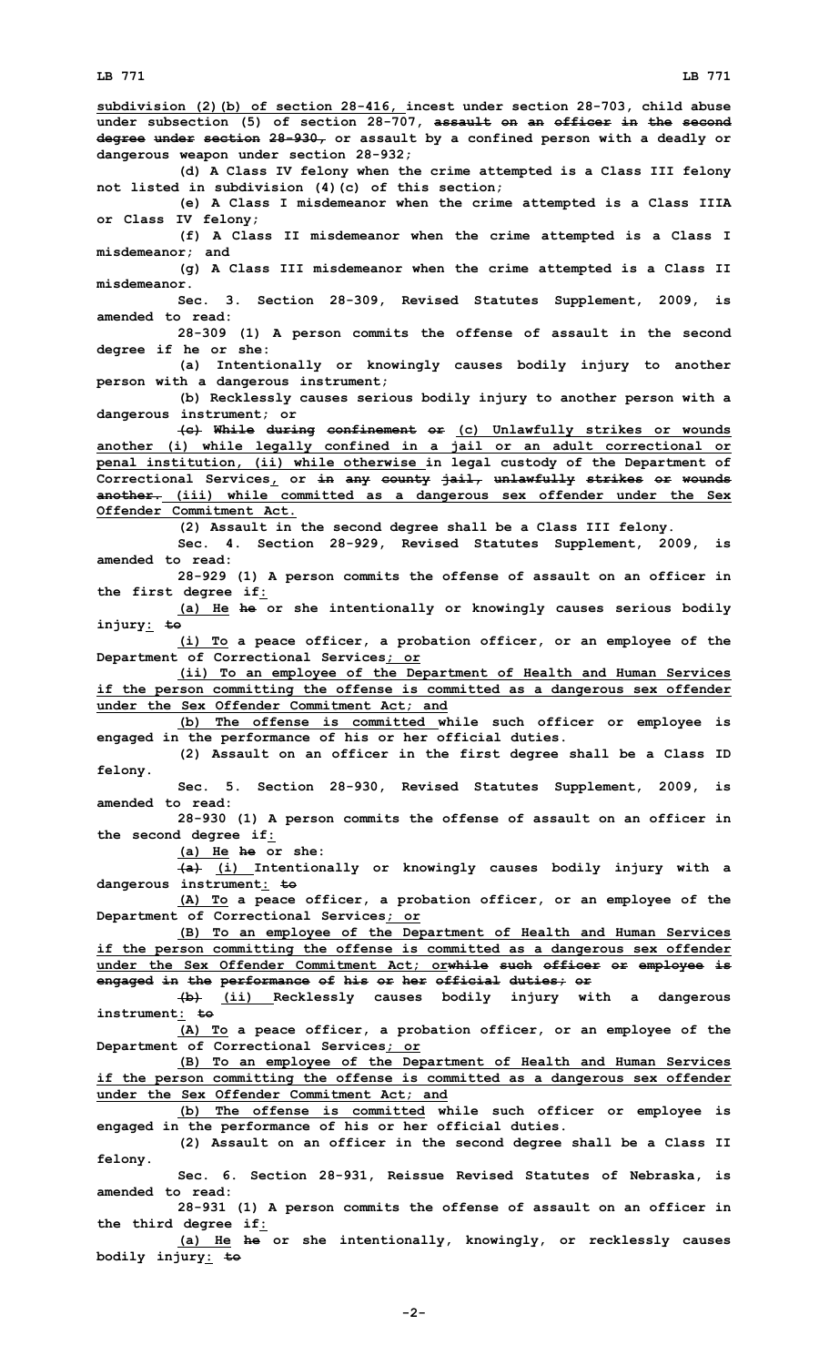subdivision (2)(b) of section 28-416, incest under section 28-703, child abuse under subsection (5) of section 28-707, assault on an officer in the second degree under section 28-930, or assault by a confined person with a deadly or dangerous weapon under section 28-932;

(d) A Class IV felony when the crime attempted is a Class III felony not listed in subdivision (4)(c) of this section;

(e) A Class I misdemeanor when the crime attempted is a Class IIIA or Class IV felony;

(f) A Class II misdemeanor when the crime attempted is a Class I misdemeanor; and

(g) A Class III misdemeanor when the crime attempted is a Class II misdemeanor.

Sec. 3. Section 28-309, Revised Statutes Supplement, 2009, is amended to read:

28-309 (1) A person commits the offense of assault in the second degree if he or she:

(a) Intentionally or knowingly causes bodily injury to another person with a dangerous instrument;

(b) Recklessly causes serious bodily injury to another person with a dangerous instrument; or

(c) While during confinement or (c) Unlawfully strikes or wounds another (i) while legally confined in a jail or an adult correctional or penal institution, (ii) while otherwise in legal custody of the Department of Correctional Services, or in any county jail, unlawfully strikes or wounds another. (iii) while committed as a dangerous sex offender under the Sex Offender Commitment Act.

(2) Assault in the second degree shall be a Class III felony.

Sec. 4. Section 28-929, Revised Statutes Supplement, 2009, is amended to read:

28-929 (1) A person commits the offense of assault on an officer in the first degree if:

(a) He he or she intentionally or knowingly causes serious bodily injury: to

(i) To a peace officer, a probation officer, or an employee of the Department of Correctional Services; or

(ii) To an employee of the Department of Health and Human Services if the person committing the offense is committed as a dangerous sex offender under the Sex Offender Commitment Act; and

(b) The offense is committed while such officer or employee is engaged in the performance of his or her official duties.

(2) Assault on an officer in the first degree shall be a Class ID felony.

Sec. 5. Section 28-930, Revised Statutes Supplement, 2009, is amended to read:

28-930 (1) A person commits the offense of assault on an officer in the second degree if:

(a) He he or she:

(a) (i) Intentionally or knowingly causes bodily injury with a dangerous instrument: to

(A) To a peace officer, a probation officer, or an employee of the Department of Correctional Services; or

(B) To an employee of the Department of Health and Human Services if the person committing the offense is committed as a dangerous sex offender under the Sex Offender Commitment Act; orwhile such officer or employee is engaged in the performance of his or her official duties; or

(b) (ii) Recklessly causes bodily injury with a dangerous instrument: to

(A) To a peace officer, a probation officer, or an employee of the Department of Correctional Services; or

(B) To an employee of the Department of Health and Human Services if the person committing the offense is committed as a dangerous sex offender under the Sex Offender Commitment Act; and

(b) The offense is committed while such officer or employee is engaged in the performance of his or her official duties.

(2) Assault on an officer in the second degree shall be a Class II felony.

Sec. 6. Section 28-931, Reissue Revised Statutes of Nebraska, is amended to read:

28-931 (1) A person commits the offense of assault on an officer in the third degree if:

(a) He he or she intentionally, knowingly, or recklessly causes bodily injury: to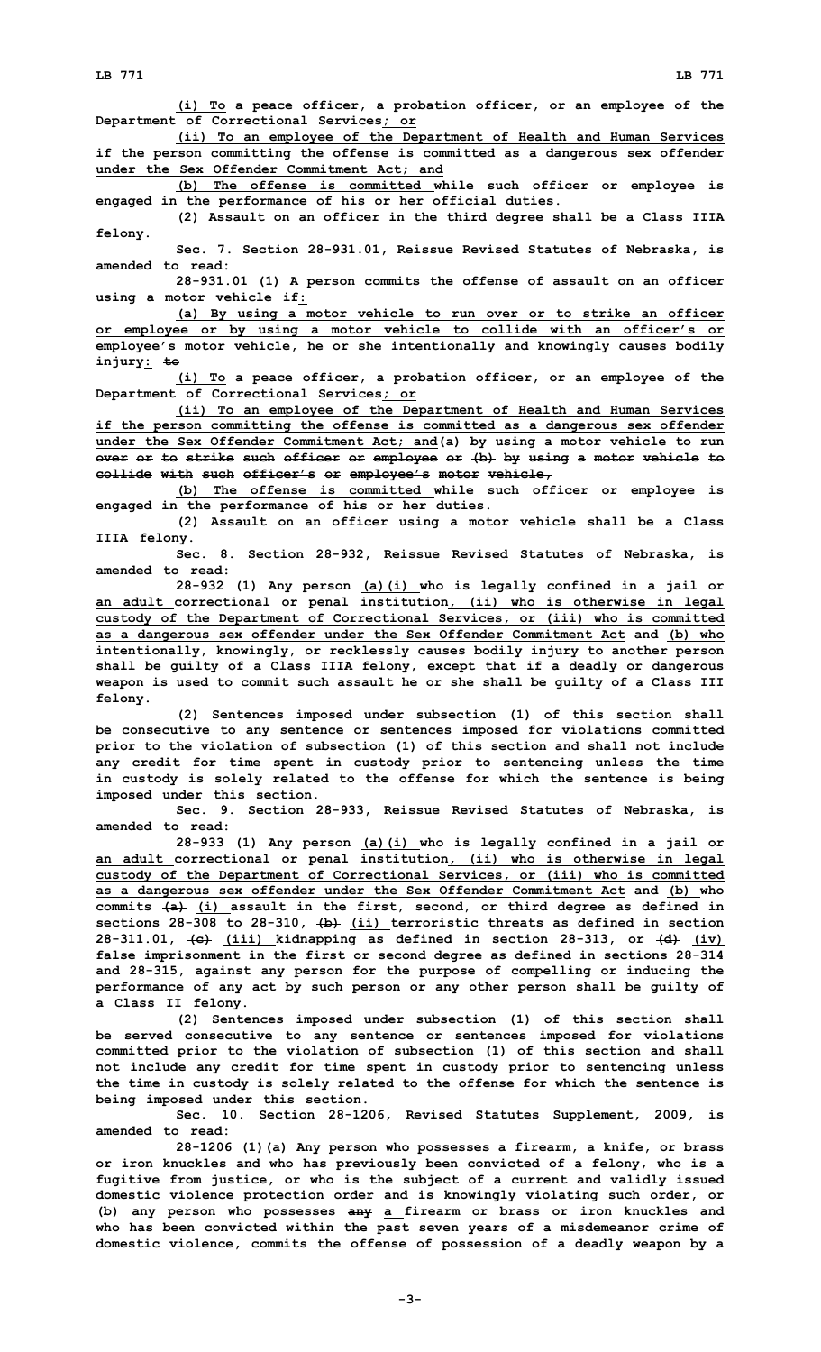**(i) To a peace officer, a probation officer, or an employee of the Department of Correctional Services; or**

**(ii) To an employee of the Department of Health and Human Services if the person committing the offense is committed as a dangerous sex offender under the Sex Offender Commitment Act; and**

**(b) The offense is committed while such officer or employee is engaged in the performance of his or her official duties.**

**(2) Assault on an officer in the third degree shall be a Class IIIA felony.**

**Sec. 7. Section 28-931.01, Reissue Revised Statutes of Nebraska, is amended to read:**

**28-931.01 (1) A person commits the offense of assault on an officer using a motor vehicle if:**

**(a) By using a motor vehicle to run over or to strike an officer or employee or by using a motor vehicle to collide with an officer's or employee's motor vehicle, he or she intentionally and knowingly causes bodily injury: to**

**(i) To a peace officer, a probation officer, or an employee of the Department of Correctional Services; or**

**(ii) To an employee of the Department of Health and Human Services if the person committing the offense is committed as a dangerous sex offender under the Sex Offender Commitment Act; and(a) by using a motor vehicle to run over or to strike such officer or employee or (b) by using a motor vehicle to collide with such officer's or employee's motor vehicle,**

**(b) The offense is committed while such officer or employee is engaged in the performance of his or her duties.**

**(2) Assault on an officer using a motor vehicle shall be a Class IIIA felony.**

**Sec. 8. Section 28-932, Reissue Revised Statutes of Nebraska, is amended to read:**

**28-932 (1) Any person (a)(i) who is legally confined in a jail or an adult correctional or penal institution, (ii) who is otherwise in legal custody of the Department of Correctional Services, or (iii) who is committed as a dangerous sex offender under the Sex Offender Commitment Act and (b) who intentionally, knowingly, or recklessly causes bodily injury to another person shall be guilty of a Class IIIA felony, except that if a deadly or dangerous weapon is used to commit such assault he or she shall be guilty of a Class III felony.**

**(2) Sentences imposed under subsection (1) of this section shall be consecutive to any sentence or sentences imposed for violations committed prior to the violation of subsection (1) of this section and shall not include any credit for time spent in custody prior to sentencing unless the time in custody is solely related to the offense for which the sentence is being imposed under this section.**

**Sec. 9. Section 28-933, Reissue Revised Statutes of Nebraska, is amended to read:**

**28-933 (1) Any person (a)(i) who is legally confined in a jail or an adult correctional or penal institution, (ii) who is otherwise in legal custody of the Department of Correctional Services, or (iii) who is committed as a dangerous sex offender under the Sex Offender Commitment Act and (b) who commits (a) (i) assault in the first, second, or third degree as defined in sections 28-308 to 28-310, (b) (ii) terroristic threats as defined in section 28-311.01, (c) (iii) kidnapping as defined in section 28-313, or (d) (iv) false imprisonment in the first or second degree as defined in sections 28-314 and 28-315, against any person for the purpose of compelling or inducing the performance of any act by such person or any other person shall be guilty of a Class II felony.**

**(2) Sentences imposed under subsection (1) of this section shall be served consecutive to any sentence or sentences imposed for violations committed prior to the violation of subsection (1) of this section and shall not include any credit for time spent in custody prior to sentencing unless the time in custody is solely related to the offense for which the sentence is being imposed under this section.**

**Sec. 10. Section 28-1206, Revised Statutes Supplement, 2009, is amended to read:**

**28-1206 (1)(a) Any person who possesses a firearm, a knife, or brass or iron knuckles and who has previously been convicted of a felony, who is a fugitive from justice, or who is the subject of a current and validly issued domestic violence protection order and is knowingly violating such order, or (b) any person who possesses any a firearm or brass or iron knuckles and who has been convicted within the past seven years of a misdemeanor crime of domestic violence, commits the offense of possession of a deadly weapon by a**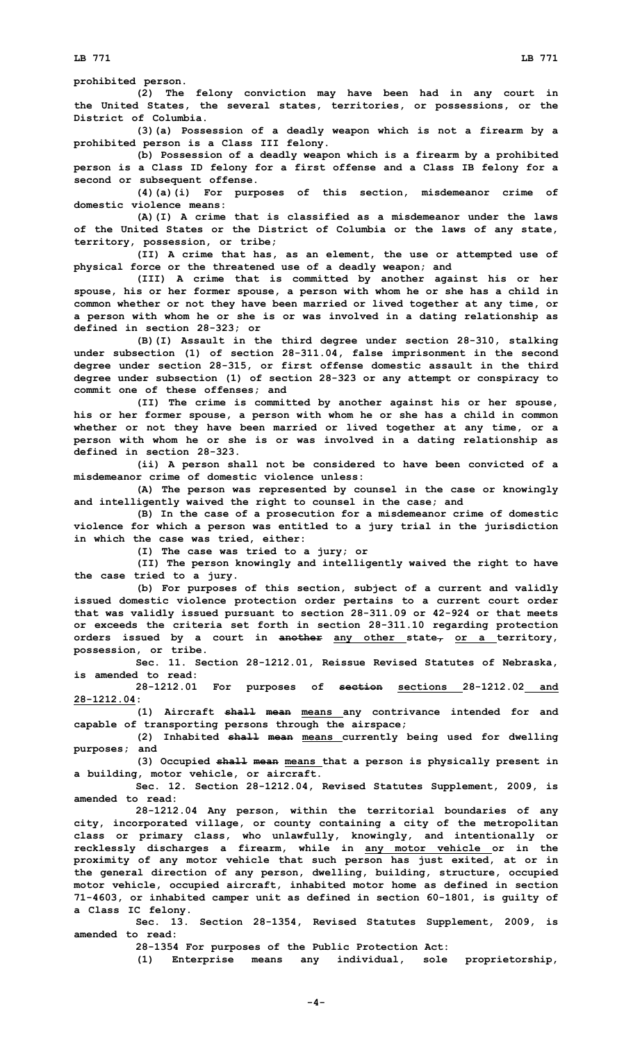prohibited person.

(2) The felony conviction may have been had in any court in the United States, the several states, territories, or possessions, or the District of Columbia.

(3)(a) Possession of a deadly weapon which is not a firearm by a prohibited person is a Class III felony.

(b) Possession of a deadly weapon which is a firearm by a prohibited person is a Class ID felony for a first offense and a Class IB felony for a second or subsequent offense.

(4)(a)(i) For purposes of this section, misdemeanor crime of domestic violence means:

(A)(I) A crime that is classified as a misdemeanor under the laws of the United States or the District of Columbia or the laws of any state, territory, possession, or tribe;

(II) A crime that has, as an element, the use or attempted use of physical force or the threatened use of a deadly weapon; and

(III) A crime that is committed by another against his or her spouse, his or her former spouse, a person with whom he or she has a child in common whether or not they have been married or lived together at any time, or a person with whom he or she is or was involved in a dating relationship as defined in section 28-323; or

(B)(I) Assault in the third degree under section 28-310, stalking under subsection (1) of section 28-311.04, false imprisonment in the second degree under section 28-315, or first offense domestic assault in the third degree under subsection (1) of section 28-323 or any attempt or conspiracy to commit one of these offenses; and

(II) The crime is committed by another against his or her spouse, his or her former spouse, a person with whom he or she has a child in common whether or not they have been married or lived together at any time, or a person with whom he or she is or was involved in a dating relationship as defined in section 28-323.

(ii) A person shall not be considered to have been convicted of a misdemeanor crime of domestic violence unless:

(A) The person was represented by counsel in the case or knowingly and intelligently waived the right to counsel in the case; and

(B) In the case of a prosecution for a misdemeanor crime of domestic violence for which a person was entitled to a jury trial in the jurisdiction in which the case was tried, either:

(I) The case was tried to a jury; or

(II) The person knowingly and intelligently waived the right to have the case tried to a jury.

(b) For purposes of this section, subject of a current and validly issued domestic violence protection order pertains to a current court order that was validly issued pursuant to section 28-311.09 or 42-924 or that meets or exceeds the criteria set forth in section 28-311.10 regarding protection orders issued by a court in ~~another~~ any other state~~,~~ or a territory, possession, or tribe.

Sec. 11. Section 28-1212.01, Reissue Revised Statutes of Nebraska, is amended to read:

28-1212.01 For purposes of ~~section~~ sections 28-1212.02 and 28-1212.04:

(1) Aircraft ~~shall mean~~ means any contrivance intended for and capable of transporting persons through the airspace;

(2) Inhabited ~~shall mean~~ means currently being used for dwelling purposes; and

(3) Occupied ~~shall mean~~ means that a person is physically present in a building, motor vehicle, or aircraft.

Sec. 12. Section 28-1212.04, Revised Statutes Supplement, 2009, is amended to read:

28-1212.04 Any person, within the territorial boundaries of any city, incorporated village, or county containing a city of the metropolitan class or primary class, who unlawfully, knowingly, and intentionally or recklessly discharges a firearm, while in any motor vehicle or in the proximity of any motor vehicle that such person has just exited, at or in the general direction of any person, dwelling, building, structure, occupied motor vehicle, occupied aircraft, inhabited motor home as defined in section 71-4603, or inhabited camper unit as defined in section 60-1801, is guilty of a Class IC felony.

Sec. 13. Section 28-1354, Revised Statutes Supplement, 2009, is amended to read:

28-1354 For purposes of the Public Protection Act:

(1) Enterprise means any individual, sole proprietorship,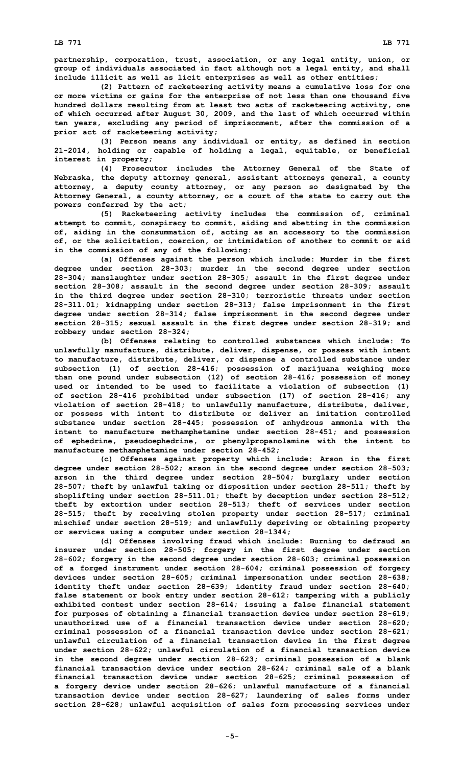partnership, corporation, trust, association, or any legal entity, union, or group of individuals associated in fact although not a legal entity, and shall include illicit as well as licit enterprises as well as other entities;

(2) Pattern of racketeering activity means a cumulative loss for one or more victims or gains for the enterprise of not less than one thousand five hundred dollars resulting from at least two acts of racketeering activity, one of which occurred after August 30, 2009, and the last of which occurred within ten years, excluding any period of imprisonment, after the commission of a prior act of racketeering activity;

(3) Person means any individual or entity, as defined in section 21-2014, holding or capable of holding a legal, equitable, or beneficial interest in property;

(4) Prosecutor includes the Attorney General of the State of Nebraska, the deputy attorney general, assistant attorneys general, a county attorney, a deputy county attorney, or any person so designated by the Attorney General, a county attorney, or a court of the state to carry out the powers conferred by the act;

(5) Racketeering activity includes the commission of, criminal attempt to commit, conspiracy to commit, aiding and abetting in the commission of, aiding in the consummation of, acting as an accessory to the commission of, or the solicitation, coercion, or intimidation of another to commit or aid in the commission of any of the following:

(a) Offenses against the person which include: Murder in the first degree under section 28-303; murder in the second degree under section 28-304; manslaughter under section 28-305; assault in the first degree under section 28-308; assault in the second degree under section 28-309; assault in the third degree under section 28-310; terroristic threats under section 28-311.01; kidnapping under section 28-313; false imprisonment in the first degree under section 28-314; false imprisonment in the second degree under section 28-315; sexual assault in the first degree under section 28-319; and robbery under section 28-324;

(b) Offenses relating to controlled substances which include: To unlawfully manufacture, distribute, deliver, dispense, or possess with intent to manufacture, distribute, deliver, or dispense a controlled substance under subsection (1) of section 28-416; possession of marijuana weighing more than one pound under subsection (12) of section 28-416; possession of money used or intended to be used to facilitate a violation of subsection (1) of section 28-416 prohibited under subsection (17) of section 28-416; any violation of section 28-418; to unlawfully manufacture, distribute, deliver, or possess with intent to distribute or deliver an imitation controlled substance under section 28-445; possession of anhydrous ammonia with the intent to manufacture methamphetamine under section 28-451; and possession of ephedrine, pseudoephedrine, or phenylpropanolamine with the intent to manufacture methamphetamine under section 28-452;

(c) Offenses against property which include: Arson in the first degree under section 28-502; arson in the second degree under section 28-503; arson in the third degree under section 28-504; burglary under section 28-507; theft by unlawful taking or disposition under section 28-511; theft by shoplifting under section 28-511.01; theft by deception under section 28-512; theft by extortion under section 28-513; theft of services under section 28-515; theft by receiving stolen property under section 28-517; criminal mischief under section 28-519; and unlawfully depriving or obtaining property or services using a computer under section 28-1344;

(d) Offenses involving fraud which include: Burning to defraud an insurer under section 28-505; forgery in the first degree under section 28-602; forgery in the second degree under section 28-603; criminal possession of a forged instrument under section 28-604; criminal possession of forgery devices under section 28-605; criminal impersonation under section 28-638; identity theft under section 28-639; identity fraud under section 28-640; false statement or book entry under section 28-612; tampering with a publicly exhibited contest under section 28-614; issuing a false financial statement for purposes of obtaining a financial transaction device under section 28-619; unauthorized use of a financial transaction device under section 28-620; criminal possession of a financial transaction device under section 28-621; unlawful circulation of a financial transaction device in the first degree under section 28-622; unlawful circulation of a financial transaction device in the second degree under section 28-623; criminal possession of a blank financial transaction device under section 28-624; criminal sale of a blank financial transaction device under section 28-625; criminal possession of a forgery device under section 28-626; unlawful manufacture of a financial transaction device under section 28-627; laundering of sales forms under section 28-628; unlawful acquisition of sales form processing services under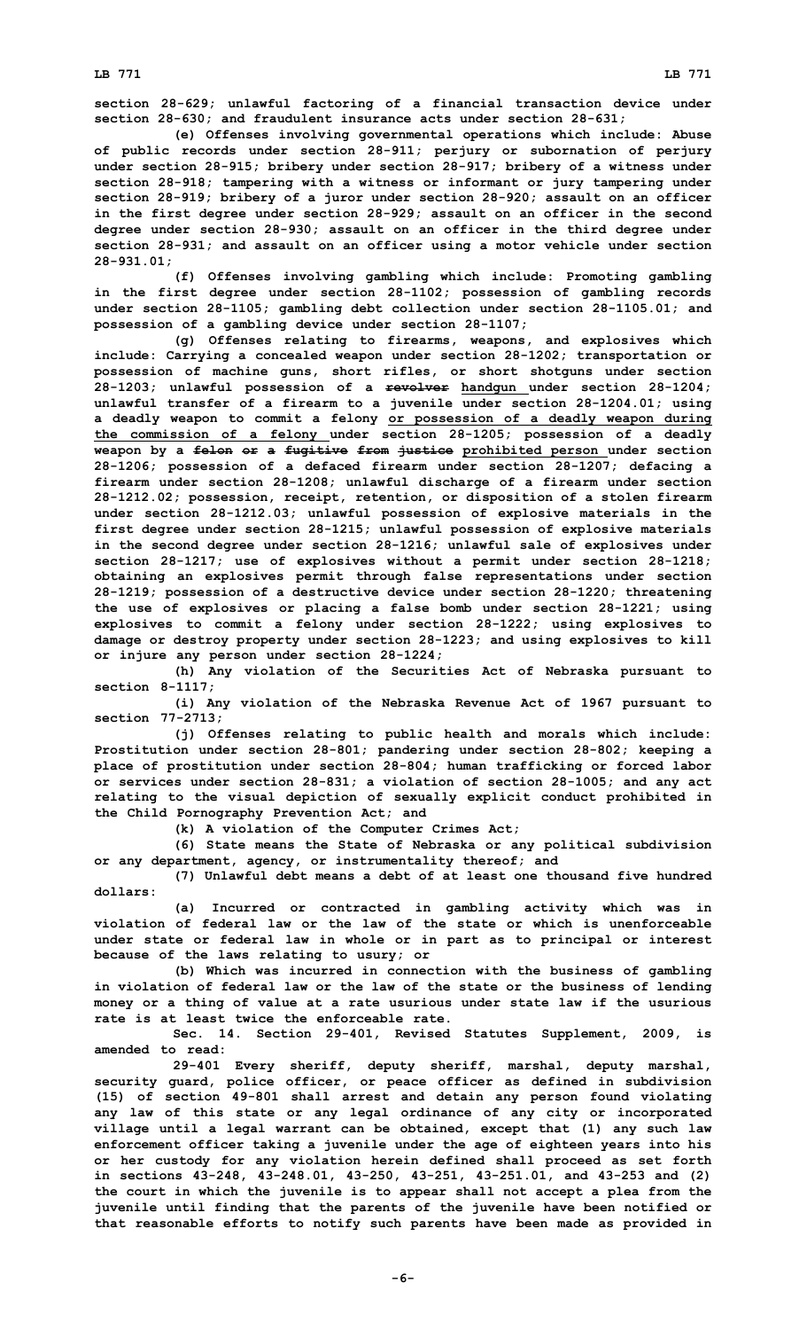section 28-629; unlawful factoring of a financial transaction device under section 28-630; and fraudulent insurance acts under section 28-631;

(e) Offenses involving governmental operations which include: Abuse of public records under section 28-911; perjury or subornation of perjury under section 28-915; bribery under section 28-917; bribery of a witness under section 28-918; tampering with a witness or informant or jury tampering under section 28-919; bribery of a juror under section 28-920; assault on an officer in the first degree under section 28-929; assault on an officer in the second degree under section 28-930; assault on an officer in the third degree under section 28-931; and assault on an officer using a motor vehicle under section 28-931.01;

(f) Offenses involving gambling which include: Promoting gambling in the first degree under section 28-1102; possession of gambling records under section 28-1105; gambling debt collection under section 28-1105.01; and possession of a gambling device under section 28-1107;

(g) Offenses relating to firearms, weapons, and explosives which include: Carrying a concealed weapon under section 28-1202; transportation or possession of machine guns, short rifles, or short shotguns under section 28-1203; unlawful possession of a ~~revolver~~ handgun under section 28-1204; unlawful transfer of a firearm to a juvenile under section 28-1204.01; using a deadly weapon to commit a felony or possession of a deadly weapon during the commission of a felony under section 28-1205; possession of a deadly weapon by a ~~felon or a fugitive from justice~~ prohibited person under section 28-1206; possession of a defaced firearm under section 28-1207; defacing a firearm under section 28-1208; unlawful discharge of a firearm under section 28-1212.02; possession, receipt, retention, or disposition of a stolen firearm under section 28-1212.03; unlawful possession of explosive materials in the first degree under section 28-1215; unlawful possession of explosive materials in the second degree under section 28-1216; unlawful sale of explosives under section 28-1217; use of explosives without a permit under section 28-1218; obtaining an explosives permit through false representations under section 28-1219; possession of a destructive device under section 28-1220; threatening the use of explosives or placing a false bomb under section 28-1221; using explosives to commit a felony under section 28-1222; using explosives to damage or destroy property under section 28-1223; and using explosives to kill or injure any person under section 28-1224;

(h) Any violation of the Securities Act of Nebraska pursuant to section 8-1117;

(i) Any violation of the Nebraska Revenue Act of 1967 pursuant to section 77-2713;

(j) Offenses relating to public health and morals which include: Prostitution under section 28-801; pandering under section 28-802; keeping a place of prostitution under section 28-804; human trafficking or forced labor or services under section 28-831; a violation of section 28-1005; and any act relating to the visual depiction of sexually explicit conduct prohibited in the Child Pornography Prevention Act; and

(k) A violation of the Computer Crimes Act;

(6) State means the State of Nebraska or any political subdivision or any department, agency, or instrumentality thereof; and

(7) Unlawful debt means a debt of at least one thousand five hundred dollars:

(a) Incurred or contracted in gambling activity which was in violation of federal law or the law of the state or which is unenforceable under state or federal law in whole or in part as to principal or interest because of the laws relating to usury; or

(b) Which was incurred in connection with the business of gambling in violation of federal law or the law of the state or the business of lending money or a thing of value at a rate usurious under state law if the usurious rate is at least twice the enforceable rate.

Sec. 14. Section 29-401, Revised Statutes Supplement, 2009, is amended to read:

29-401 Every sheriff, deputy sheriff, marshal, deputy marshal, security guard, police officer, or peace officer as defined in subdivision (15) of section 49-801 shall arrest and detain any person found violating any law of this state or any legal ordinance of any city or incorporated village until a legal warrant can be obtained, except that (1) any such law enforcement officer taking a juvenile under the age of eighteen years into his or her custody for any violation herein defined shall proceed as set forth in sections 43-248, 43-248.01, 43-250, 43-251, 43-251.01, and 43-253 and (2) the court in which the juvenile is to appear shall not accept a plea from the juvenile until finding that the parents of the juvenile have been notified or that reasonable efforts to notify such parents have been made as provided in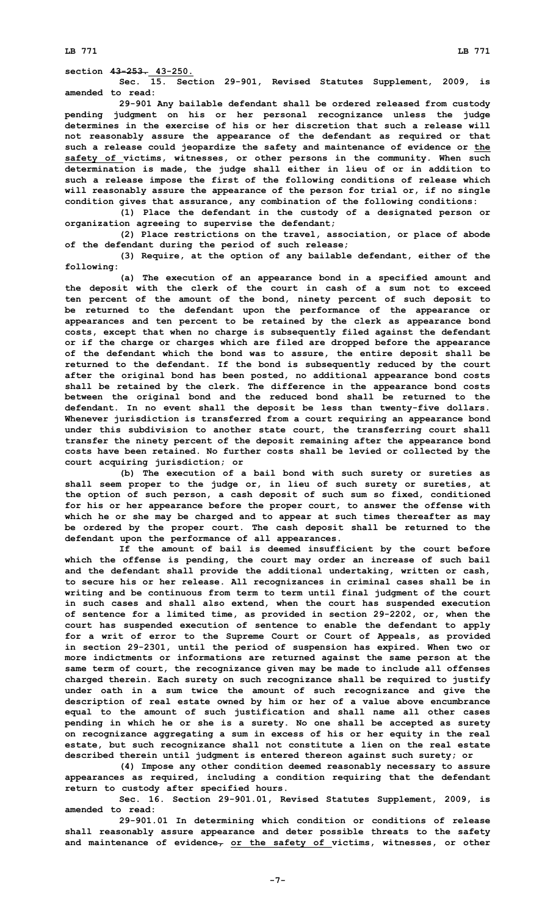section ~~43-253.~~ 43-250.

Sec. 15. Section 29-901, Revised Statutes Supplement, 2009, is amended to read:

29-901 Any bailable defendant shall be ordered released from custody pending judgment on his or her personal recognizance unless the judge determines in the exercise of his or her discretion that such a release will not reasonably assure the appearance of the defendant as required or that such a release could jeopardize the safety and maintenance of evidence or the safety of victims, witnesses, or other persons in the community. When such determination is made, the judge shall either in lieu of or in addition to such a release impose the first of the following conditions of release which will reasonably assure the appearance of the person for trial or, if no single condition gives that assurance, any combination of the following conditions:

(1) Place the defendant in the custody of a designated person or organization agreeing to supervise the defendant;

(2) Place restrictions on the travel, association, or place of abode of the defendant during the period of such release;

(3) Require, at the option of any bailable defendant, either of the following:

(a) The execution of an appearance bond in a specified amount and the deposit with the clerk of the court in cash of a sum not to exceed ten percent of the amount of the bond, ninety percent of such deposit to be returned to the defendant upon the performance of the appearance or appearances and ten percent to be retained by the clerk as appearance bond costs, except that when no charge is subsequently filed against the defendant or if the charge or charges which are filed are dropped before the appearance of the defendant which the bond was to assure, the entire deposit shall be returned to the defendant. If the bond is subsequently reduced by the court after the original bond has been posted, no additional appearance bond costs shall be retained by the clerk. The difference in the appearance bond costs between the original bond and the reduced bond shall be returned to the defendant. In no event shall the deposit be less than twenty-five dollars. Whenever jurisdiction is transferred from a court requiring an appearance bond under this subdivision to another state court, the transferring court shall transfer the ninety percent of the deposit remaining after the appearance bond costs have been retained. No further costs shall be levied or collected by the court acquiring jurisdiction; or

(b) The execution of a bail bond with such surety or sureties as shall seem proper to the judge or, in lieu of such surety or sureties, at the option of such person, a cash deposit of such sum so fixed, conditioned for his or her appearance before the proper court, to answer the offense with which he or she may be charged and to appear at such times thereafter as may be ordered by the proper court. The cash deposit shall be returned to the defendant upon the performance of all appearances.

If the amount of bail is deemed insufficient by the court before which the offense is pending, the court may order an increase of such bail and the defendant shall provide the additional undertaking, written or cash, to secure his or her release. All recognizances in criminal cases shall be in writing and be continuous from term to term until final judgment of the court in such cases and shall also extend, when the court has suspended execution of sentence for a limited time, as provided in section 29-2202, or, when the court has suspended execution of sentence to enable the defendant to apply for a writ of error to the Supreme Court or Court of Appeals, as provided in section 29-2301, until the period of suspension has expired. When two or more indictments or informations are returned against the same person at the same term of court, the recognizance given may be made to include all offenses charged therein. Each surety on such recognizance shall be required to justify under oath in a sum twice the amount of such recognizance and give the description of real estate owned by him or her of a value above encumbrance equal to the amount of such justification and shall name all other cases pending in which he or she is a surety. No one shall be accepted as surety on recognizance aggregating a sum in excess of his or her equity in the real estate, but such recognizance shall not constitute a lien on the real estate described therein until judgment is entered thereon against such surety; or

(4) Impose any other condition deemed reasonably necessary to assure appearances as required, including a condition requiring that the defendant return to custody after specified hours.

Sec. 16. Section 29-901.01, Revised Statutes Supplement, 2009, is amended to read:

29-901.01 In determining which condition or conditions of release shall reasonably assure appearance and deter possible threats to the safety and maintenance of evidence~~,~~ or the safety of victims, witnesses, or other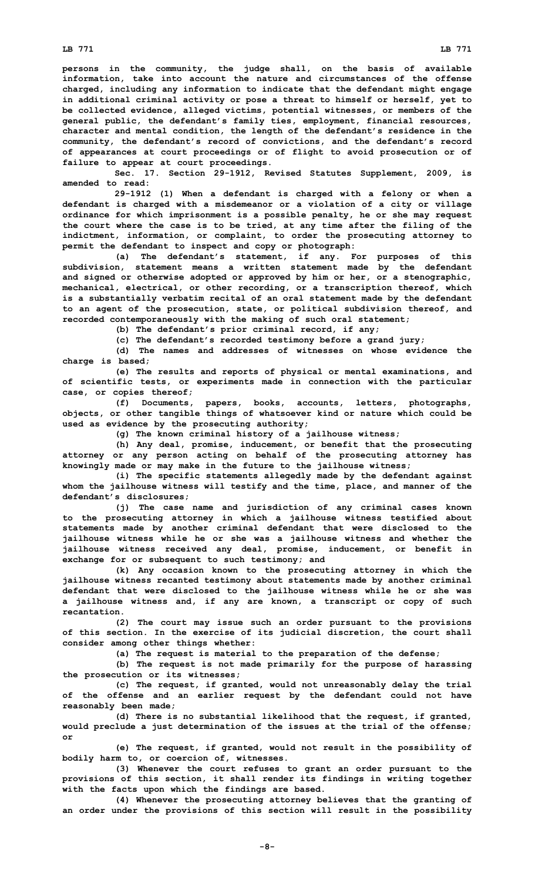persons in the community, the judge shall, on the basis of available information, take into account the nature and circumstances of the offense charged, including any information to indicate that the defendant might engage in additional criminal activity or pose a threat to himself or herself, yet to be collected evidence, alleged victims, potential witnesses, or members of the general public, the defendant's family ties, employment, financial resources, character and mental condition, the length of the defendant's residence in the community, the defendant's record of convictions, and the defendant's record of appearances at court proceedings or of flight to avoid prosecution or of failure to appear at court proceedings.

Sec. 17. Section 29-1912, Revised Statutes Supplement, 2009, is amended to read:

29-1912 (1) When a defendant is charged with a felony or when a defendant is charged with a misdemeanor or a violation of a city or village ordinance for which imprisonment is a possible penalty, he or she may request the court where the case is to be tried, at any time after the filing of the indictment, information, or complaint, to order the prosecuting attorney to permit the defendant to inspect and copy or photograph:

(a) The defendant's statement, if any. For purposes of this subdivision, statement means a written statement made by the defendant and signed or otherwise adopted or approved by him or her, or a stenographic, mechanical, electrical, or other recording, or a transcription thereof, which is a substantially verbatim recital of an oral statement made by the defendant to an agent of the prosecution, state, or political subdivision thereof, and recorded contemporaneously with the making of such oral statement;

(b) The defendant's prior criminal record, if any;

(c) The defendant's recorded testimony before a grand jury;

(d) The names and addresses of witnesses on whose evidence the charge is based;

(e) The results and reports of physical or mental examinations, and of scientific tests, or experiments made in connection with the particular case, or copies thereof;

(f) Documents, papers, books, accounts, letters, photographs, objects, or other tangible things of whatsoever kind or nature which could be used as evidence by the prosecuting authority;

(g) The known criminal history of a jailhouse witness;

(h) Any deal, promise, inducement, or benefit that the prosecuting attorney or any person acting on behalf of the prosecuting attorney has knowingly made or may make in the future to the jailhouse witness;

(i) The specific statements allegedly made by the defendant against whom the jailhouse witness will testify and the time, place, and manner of the defendant's disclosures;

(j) The case name and jurisdiction of any criminal cases known to the prosecuting attorney in which a jailhouse witness testified about statements made by another criminal defendant that were disclosed to the jailhouse witness while he or she was a jailhouse witness and whether the jailhouse witness received any deal, promise, inducement, or benefit in exchange for or subsequent to such testimony; and

(k) Any occasion known to the prosecuting attorney in which the jailhouse witness recanted testimony about statements made by another criminal defendant that were disclosed to the jailhouse witness while he or she was a jailhouse witness and, if any are known, a transcript or copy of such recantation.

(2) The court may issue such an order pursuant to the provisions of this section. In the exercise of its judicial discretion, the court shall consider among other things whether:

(a) The request is material to the preparation of the defense;

(b) The request is not made primarily for the purpose of harassing the prosecution or its witnesses;

(c) The request, if granted, would not unreasonably delay the trial of the offense and an earlier request by the defendant could not have reasonably been made;

(d) There is no substantial likelihood that the request, if granted, would preclude a just determination of the issues at the trial of the offense; or

(e) The request, if granted, would not result in the possibility of bodily harm to, or coercion of, witnesses.

(3) Whenever the court refuses to grant an order pursuant to the provisions of this section, it shall render its findings in writing together with the facts upon which the findings are based.

(4) Whenever the prosecuting attorney believes that the granting of an order under the provisions of this section will result in the possibility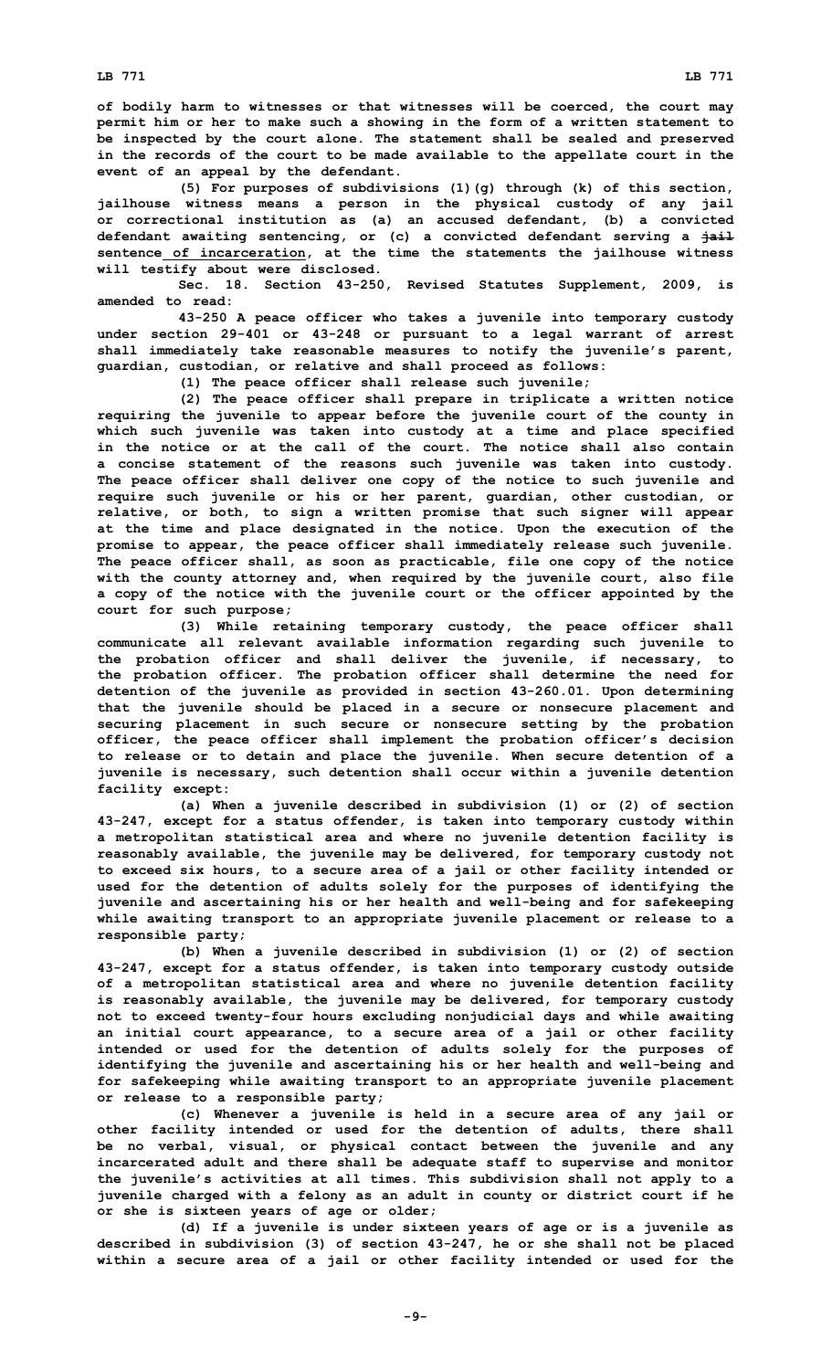of bodily harm to witnesses or that witnesses will be coerced, the court may permit him or her to make such a showing in the form of a written statement to be inspected by the court alone. The statement shall be sealed and preserved in the records of the court to be made available to the appellate court in the event of an appeal by the defendant.

(5) For purposes of subdivisions (1)(g) through (k) of this section, jailhouse witness means a person in the physical custody of any jail or correctional institution as (a) an accused defendant, (b) a convicted defendant awaiting sentencing, or (c) a convicted defendant serving a ~~jail~~ sentence of incarceration, at the time the statements the jailhouse witness will testify about were disclosed.

Sec. 18. Section 43-250, Revised Statutes Supplement, 2009, is amended to read:

43-250 A peace officer who takes a juvenile into temporary custody under section 29-401 or 43-248 or pursuant to a legal warrant of arrest shall immediately take reasonable measures to notify the juvenile's parent, guardian, custodian, or relative and shall proceed as follows:

(1) The peace officer shall release such juvenile;

(2) The peace officer shall prepare in triplicate a written notice requiring the juvenile to appear before the juvenile court of the county in which such juvenile was taken into custody at a time and place specified in the notice or at the call of the court. The notice shall also contain a concise statement of the reasons such juvenile was taken into custody. The peace officer shall deliver one copy of the notice to such juvenile and require such juvenile or his or her parent, guardian, other custodian, or relative, or both, to sign a written promise that such signer will appear at the time and place designated in the notice. Upon the execution of the promise to appear, the peace officer shall immediately release such juvenile. The peace officer shall, as soon as practicable, file one copy of the notice with the county attorney and, when required by the juvenile court, also file a copy of the notice with the juvenile court or the officer appointed by the court for such purpose;

(3) While retaining temporary custody, the peace officer shall communicate all relevant available information regarding such juvenile to the probation officer and shall deliver the juvenile, if necessary, to the probation officer. The probation officer shall determine the need for detention of the juvenile as provided in section 43-260.01. Upon determining that the juvenile should be placed in a secure or nonsecure placement and securing placement in such secure or nonsecure setting by the probation officer, the peace officer shall implement the probation officer's decision to release or to detain and place the juvenile. When secure detention of a juvenile is necessary, such detention shall occur within a juvenile detention facility except:

(a) When a juvenile described in subdivision (1) or (2) of section 43-247, except for a status offender, is taken into temporary custody within a metropolitan statistical area and where no juvenile detention facility is reasonably available, the juvenile may be delivered, for temporary custody not to exceed six hours, to a secure area of a jail or other facility intended or used for the detention of adults solely for the purposes of identifying the juvenile and ascertaining his or her health and well-being and for safekeeping while awaiting transport to an appropriate juvenile placement or release to a responsible party;

(b) When a juvenile described in subdivision (1) or (2) of section 43-247, except for a status offender, is taken into temporary custody outside of a metropolitan statistical area and where no juvenile detention facility is reasonably available, the juvenile may be delivered, for temporary custody not to exceed twenty-four hours excluding nonjudicial days and while awaiting an initial court appearance, to a secure area of a jail or other facility intended or used for the detention of adults solely for the purposes of identifying the juvenile and ascertaining his or her health and well-being and for safekeeping while awaiting transport to an appropriate juvenile placement or release to a responsible party;

(c) Whenever a juvenile is held in a secure area of any jail or other facility intended or used for the detention of adults, there shall be no verbal, visual, or physical contact between the juvenile and any incarcerated adult and there shall be adequate staff to supervise and monitor the juvenile's activities at all times. This subdivision shall not apply to a juvenile charged with a felony as an adult in county or district court if he or she is sixteen years of age or older;

(d) If a juvenile is under sixteen years of age or is a juvenile as described in subdivision (3) of section 43-247, he or she shall not be placed within a secure area of a jail or other facility intended or used for the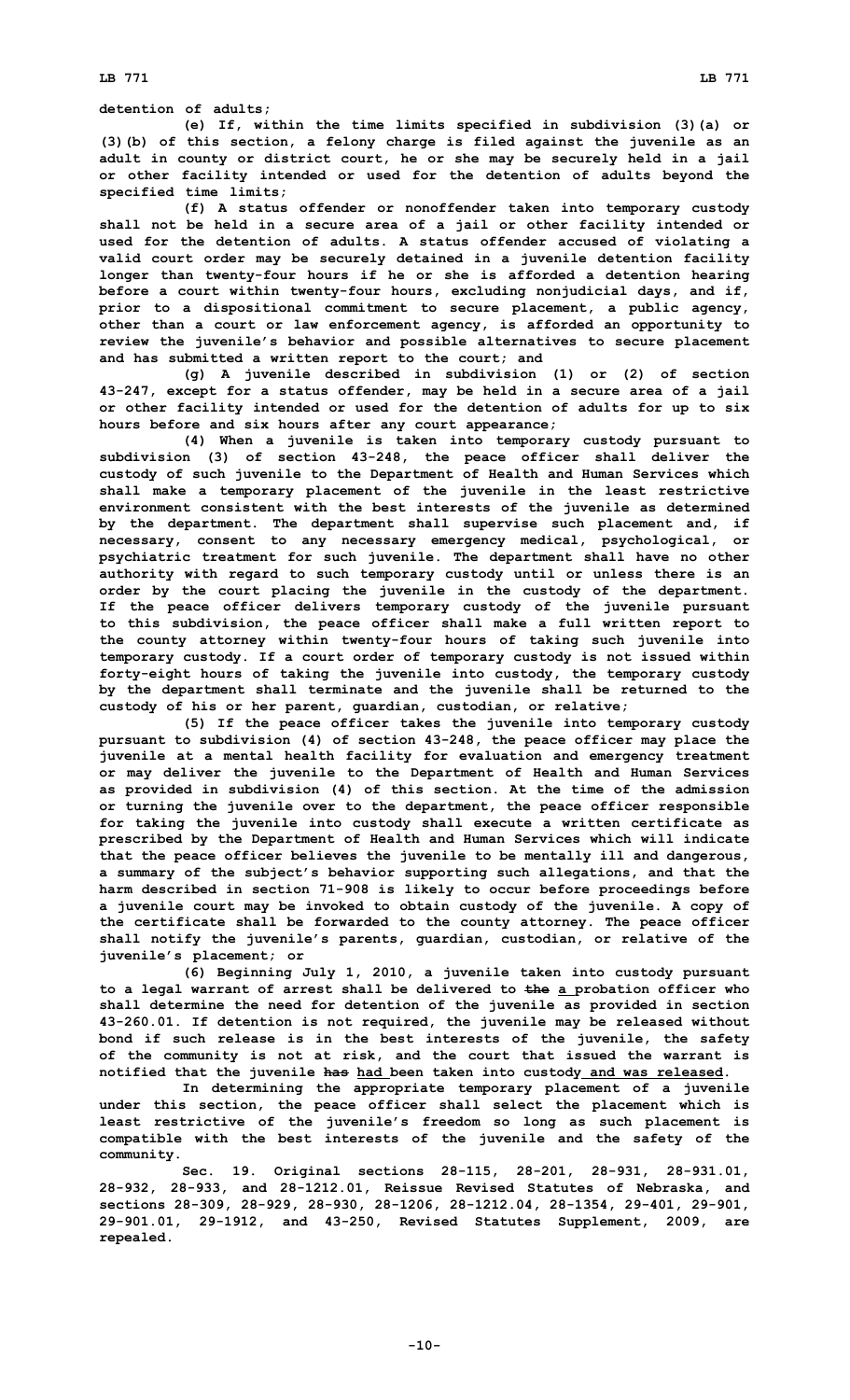detention of adults;

(e) If, within the time limits specified in subdivision (3)(a) or (3)(b) of this section, a felony charge is filed against the juvenile as an adult in county or district court, he or she may be securely held in a jail or other facility intended or used for the detention of adults beyond the specified time limits;

(f) A status offender or nonoffender taken into temporary custody shall not be held in a secure area of a jail or other facility intended or used for the detention of adults. A status offender accused of violating a valid court order may be securely detained in a juvenile detention facility longer than twenty-four hours if he or she is afforded a detention hearing before a court within twenty-four hours, excluding nonjudicial days, and if, prior to a dispositional commitment to secure placement, a public agency, other than a court or law enforcement agency, is afforded an opportunity to review the juvenile's behavior and possible alternatives to secure placement and has submitted a written report to the court; and

(g) A juvenile described in subdivision (1) or (2) of section 43-247, except for a status offender, may be held in a secure area of a jail or other facility intended or used for the detention of adults for up to six hours before and six hours after any court appearance;

(4) When a juvenile is taken into temporary custody pursuant to subdivision (3) of section 43-248, the peace officer shall deliver the custody of such juvenile to the Department of Health and Human Services which shall make a temporary placement of the juvenile in the least restrictive environment consistent with the best interests of the juvenile as determined by the department. The department shall supervise such placement and, if necessary, consent to any necessary emergency medical, psychological, or psychiatric treatment for such juvenile. The department shall have no other authority with regard to such temporary custody until or unless there is an order by the court placing the juvenile in the custody of the department. If the peace officer delivers temporary custody of the juvenile pursuant to this subdivision, the peace officer shall make a full written report to the county attorney within twenty-four hours of taking such juvenile into temporary custody. If a court order of temporary custody is not issued within forty-eight hours of taking the juvenile into custody, the temporary custody by the department shall terminate and the juvenile shall be returned to the custody of his or her parent, guardian, custodian, or relative;

(5) If the peace officer takes the juvenile into temporary custody pursuant to subdivision (4) of section 43-248, the peace officer may place the juvenile at a mental health facility for evaluation and emergency treatment or may deliver the juvenile to the Department of Health and Human Services as provided in subdivision (4) of this section. At the time of the admission or turning the juvenile over to the department, the peace officer responsible for taking the juvenile into custody shall execute a written certificate as prescribed by the Department of Health and Human Services which will indicate that the peace officer believes the juvenile to be mentally ill and dangerous, a summary of the subject's behavior supporting such allegations, and that the harm described in section 71-908 is likely to occur before proceedings before a juvenile court may be invoked to obtain custody of the juvenile. A copy of the certificate shall be forwarded to the county attorney. The peace officer shall notify the juvenile's parents, guardian, custodian, or relative of the juvenile's placement; or

(6) Beginning July 1, 2010, a juvenile taken into custody pursuant to a legal warrant of arrest shall be delivered to ~~the~~ a probation officer who shall determine the need for detention of the juvenile as provided in section 43-260.01. If detention is not required, the juvenile may be released without bond if such release is in the best interests of the juvenile, the safety of the community is not at risk, and the court that issued the warrant is notified that the juvenile ~~has~~ had been taken into custody and was released.

In determining the appropriate temporary placement of a juvenile under this section, the peace officer shall select the placement which is least restrictive of the juvenile's freedom so long as such placement is compatible with the best interests of the juvenile and the safety of the community.

Sec. 19. Original sections 28-115, 28-201, 28-931, 28-931.01, 28-932, 28-933, and 28-1212.01, Reissue Revised Statutes of Nebraska, and sections 28-309, 28-929, 28-930, 28-1206, 28-1212.04, 28-1354, 29-401, 29-901, 29-901.01, 29-1912, and 43-250, Revised Statutes Supplement, 2009, are repealed.